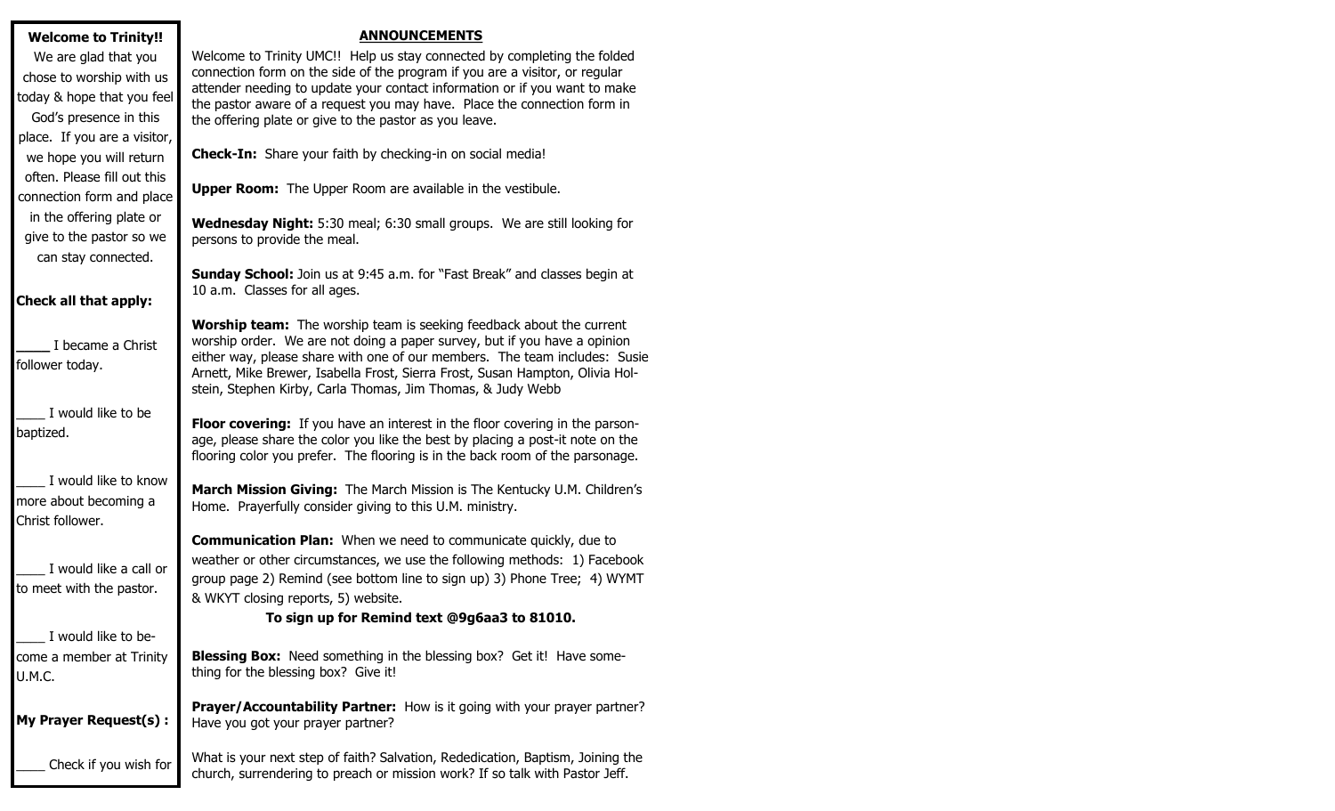**Welcome to Trinity!!**

We are glad that you chose to worship with us today & hope that you feel God's presence in this place. If you are a visitor, we hope you will return often. Please fill out this connection form and place in the offering plate or give to the pastor so we can stay connected.

**Check all that apply:**

\_\_\_\_ I became a Christ follower today.

\_\_\_\_ I would like to be baptized.

\_\_\_\_ I would like to know more about becoming a Christ follower.

\_\_\_\_ I would like a call or to meet with the pastor.

\_\_\_\_ I would like to become a member at Trinity U.M.C.

**My Prayer Request(s) :**

\_\_\_\_ Check if you wish for

## ANNOUNCEMENTS

Welcome to Trinity UMC!! Help us stay connected by completing the folded connection form on the side of the program if you are a visitor, or regular attender needing to update your contact information or if you want to make the pastor aware of a request you may have. Place the connection form in the offering plate or give to the pastor as you leave.

**Check-In:** Share your faith by checking-in on social media!

**Upper Room:** The Upper Room are available in the vestibule.

**Wednesday Night:** 5:30 meal; 6:30 small groups. We are still looking for persons to provide the meal.

**Sunday School:** Join us at 9:45 a.m. for "Fast Break" and classes begin at 10 a.m. Classes for all ages.

**Worship team:** The worship team is seeking feedback about the current worship order. We are not doing a paper survey, but if you have a opinion either way, please share with one of our members. The team includes: Susie Arnett, Mike Brewer, Isabella Frost, Sierra Frost, Susan Hampton, Olivia Holstein, Stephen Kirby, Carla Thomas, Jim Thomas, & Judy Webb

**Floor covering:** If you have an interest in the floor covering in the parsonage, please share the color you like the best by placing a post-it note on the flooring color you prefer. The flooring is in the back room of the parsonage.

**March Mission Giving:** The March Mission is The Kentucky U.M. Children's Home. Prayerfully consider giving to this U.M. ministry.

**Communication Plan:** When we need to communicate quickly, due to weather or other circumstances, we use the following methods: 1) Facebook group page 2) Remind (see bottom line to sign up) 3) Phone Tree; 4) WYMT & WKYT closing reports, 5) website.

**To sign up for Remind text @9g6aa3 to 81010.**

**Blessing Box:** Need something in the blessing box? Get it! Have something for the blessing box? Give it!

**Prayer/Accountability Partner:** How is it going with your prayer partner? Have you got your prayer partner?

What is your next step of faith? Salvation, Rededication, Baptism, Joining the church, surrendering to preach or mission work? If so talk with Pastor Jeff.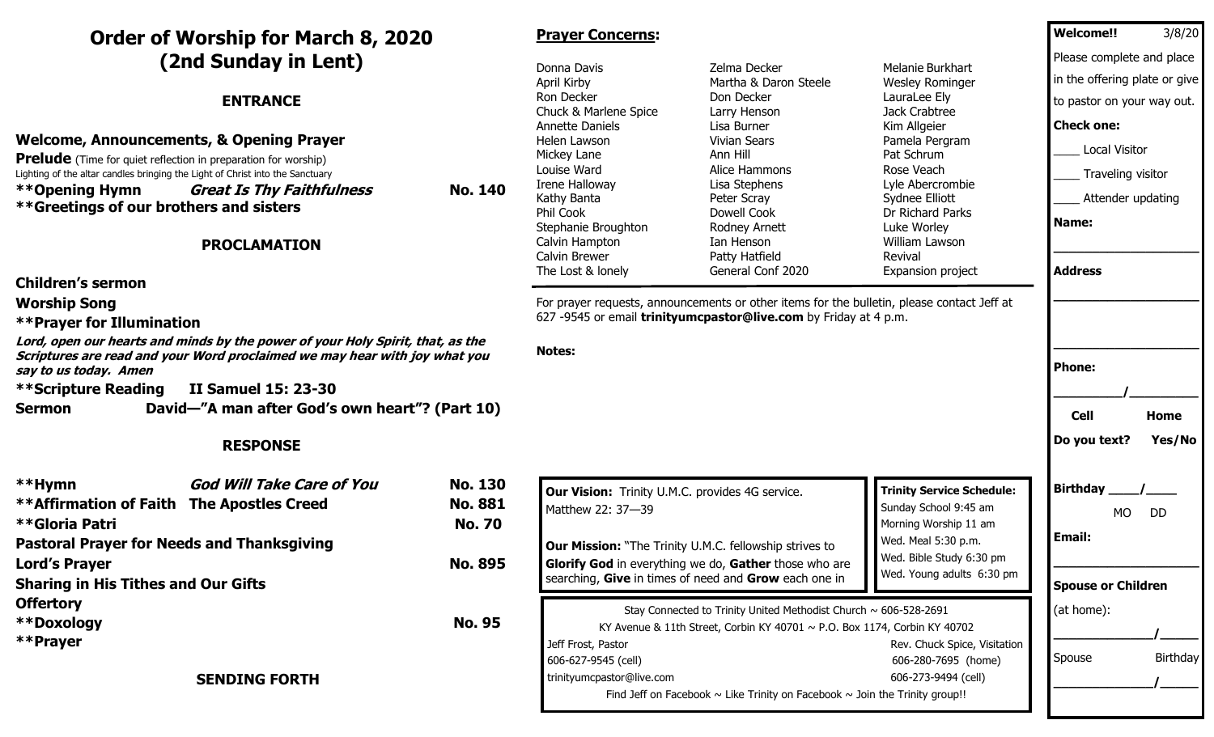# Order of Worship for March 8, 2020
## (2nd Sunday in Lent)

### ENTRANCE

**Welcome, Announcements, & Opening Prayer**

**Prelude** (Time for quiet reflection in preparation for worship)
Lighting of the altar candles bringing the Light of Christ into the Sanctuary

**\*\*Opening Hymn** ***Great Is Thy Faithfulness*** **No. 140**

**\*\*Greetings of our brothers and sisters**

### PROCLAMATION

**Children's sermon**

**Worship Song**

**\*\*Prayer for Illumination**

***Lord, open our hearts and minds by the power of your Holy Spirit, that, as the Scriptures are read and your Word proclaimed we may hear with joy what you say to us today. Amen***

**\*\*Scripture Reading II Samuel 15: 23-30**

**Sermon David—"A man after God's own heart"? (Part 10)**

### RESPONSE

| | | |
|---|---|---|
| **\*\*Hymn** | ***God Will Take Care of You*** | **No. 130** |
| **\*\*Affirmation of Faith** | **The Apostles Creed** | **No. 881** |
| **\*\*Gloria Patri** | | **No. 70** |
| **Pastoral Prayer for Needs and Thanksgiving** | | |
| **Lord's Prayer** | | **No. 895** |
| **Sharing in His Tithes and Our Gifts** | | |
| **Offertory** | | |
| **\*\*Doxology** | | **No. 95** |
| **\*\*Prayer** | | |

### SENDING FORTH

## Prayer Concerns:

| | | |
|---|---|---|
| Donna Davis | Zelma Decker | Melanie Burkhart |
| April Kirby | Martha & Daron Steele | Wesley Rominger |
| Ron Decker | Don Decker | LauraLee Ely |
| Chuck & Marlene Spice | Larry Henson | Jack Crabtree |
| Annette Daniels | Lisa Burner | Kim Allgeier |
| Helen Lawson | Vivian Sears | Pamela Pergram |
| Mickey Lane | Ann Hill | Pat Schrum |
| Louise Ward | Alice Hammons | Rose Veach |
| Irene Halloway | Lisa Stephens | Lyle Abercrombie |
| Kathy Banta | Peter Scray | Sydnee Elliott |
| Phil Cook | Dowell Cook | Dr Richard Parks |
| Stephanie Broughton | Rodney Arnett | Luke Worley |
| Calvin Hampton | Ian Henson | William Lawson |
| Calvin Brewer | Patty Hatfield | Revival |
| The Lost & lonely | General Conf 2020 | Expansion project |

For prayer requests, announcements or other items for the bulletin, please contact Jeff at 627 -9545 or email **trinityumcpastor@live.com** by Friday at 4 p.m.

**Notes:**

**Our Vision:** Trinity U.M.C. provides 4G service. Matthew 22: 37—39

**Our Mission:** "The Trinity U.M.C. fellowship strives to **Glorify God** in everything we do, **Gather** those who are searching, **Give** in times of need and **Grow** each one in

**Trinity Service Schedule:**
Sunday School 9:45 am
Morning Worship 11 am
Wed. Meal 5:30 p.m.
Wed. Bible Study 6:30 pm
Wed. Young adults 6:30 pm

Stay Connected to Trinity United Methodist Church ~ 606-528-2691
KY Avenue & 11th Street, Corbin KY 40701 ~ P.O. Box 1174, Corbin KY 40702

Jeff Frost, Pastor
606-627-9545 (cell)
trinityumcpastor@live.com

Rev. Chuck Spice, Visitation
606-280-7695 (home)
606-273-9494 (cell)

Find Jeff on Facebook ~ Like Trinity on Facebook ~ Join the Trinity group!!

**Welcome!!** 3/8/20

Please complete and place in the offering plate or give to pastor on your way out.

**Check one:**

____ Local Visitor

____ Traveling visitor

____ Attender updating

**Name:**

____________________

**Address**

____________________

____________________

**Phone:**

__________/__________

**Cell** **Home**

**Do you text? Yes/No**

**Birthday** ____/____
MO DD

**Email:**

____________________

**Spouse or Children**
(at home):

______________/______

Spouse Birthday

______________/______